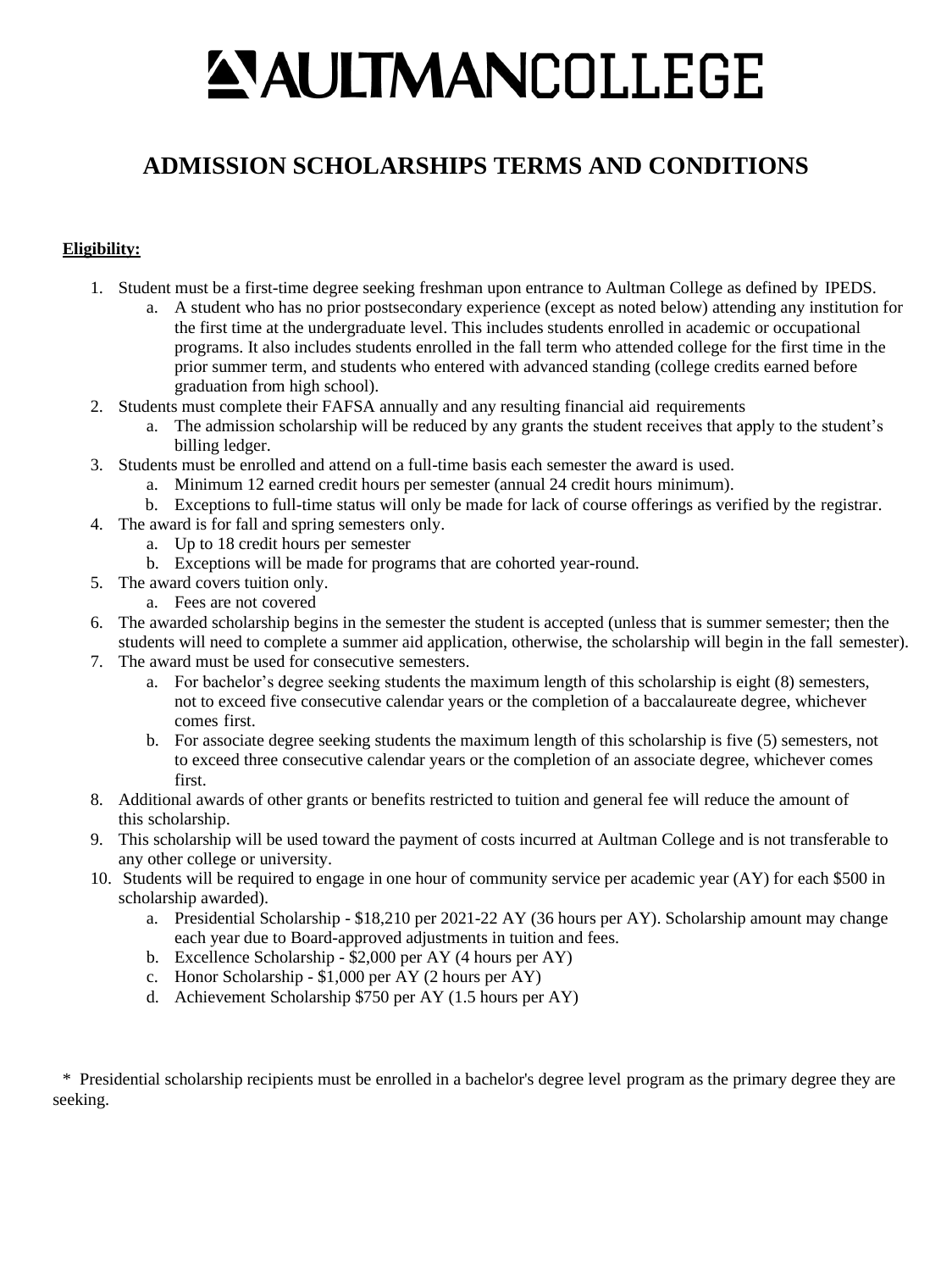# AULTMANCOLLEGE

## ADMISSION SCHOLARSHIPS TERMS AND CONDITIONS

**Eligibility:**

1. Student must be a first-time degree seeking freshman upon entrance to Aultman College as defined by IPEDS.
   a. A student who has no prior postsecondary experience (except as noted below) attending any institution for the first time at the undergraduate level. This includes students enrolled in academic or occupational programs. It also includes students enrolled in the fall term who attended college for the first time in the prior summer term, and students who entered with advanced standing (college credits earned before graduation from high school).
2. Students must complete their FAFSA annually and any resulting financial aid requirements
   a. The admission scholarship will be reduced by any grants the student receives that apply to the student's billing ledger.
3. Students must be enrolled and attend on a full-time basis each semester the award is used.
   a. Minimum 12 earned credit hours per semester (annual 24 credit hours minimum).
   b. Exceptions to full-time status will only be made for lack of course offerings as verified by the registrar.
4. The award is for fall and spring semesters only.
   a. Up to 18 credit hours per semester
   b. Exceptions will be made for programs that are cohorted year-round.
5. The award covers tuition only.
   a. Fees are not covered
6. The awarded scholarship begins in the semester the student is accepted (unless that is summer semester; then the students will need to complete a summer aid application, otherwise, the scholarship will begin in the fall semester).
7. The award must be used for consecutive semesters.
   a. For bachelor's degree seeking students the maximum length of this scholarship is eight (8) semesters, not to exceed five consecutive calendar years or the completion of a baccalaureate degree, whichever comes first.
   b. For associate degree seeking students the maximum length of this scholarship is five (5) semesters, not to exceed three consecutive calendar years or the completion of an associate degree, whichever comes first.
8. Additional awards of other grants or benefits restricted to tuition and general fee will reduce the amount of this scholarship.
9. This scholarship will be used toward the payment of costs incurred at Aultman College and is not transferable to any other college or university.
10. Students will be required to engage in one hour of community service per academic year (AY) for each $500 in scholarship awarded).
    a. Presidential Scholarship - $18,210 per 2021-22 AY (36 hours per AY). Scholarship amount may change each year due to Board-approved adjustments in tuition and fees.
    b. Excellence Scholarship - $2,000 per AY (4 hours per AY)
    c. Honor Scholarship - $1,000 per AY (2 hours per AY)
    d. Achievement Scholarship $750 per AY (1.5 hours per AY)

\* Presidential scholarship recipients must be enrolled in a bachelor's degree level program as the primary degree they are seeking.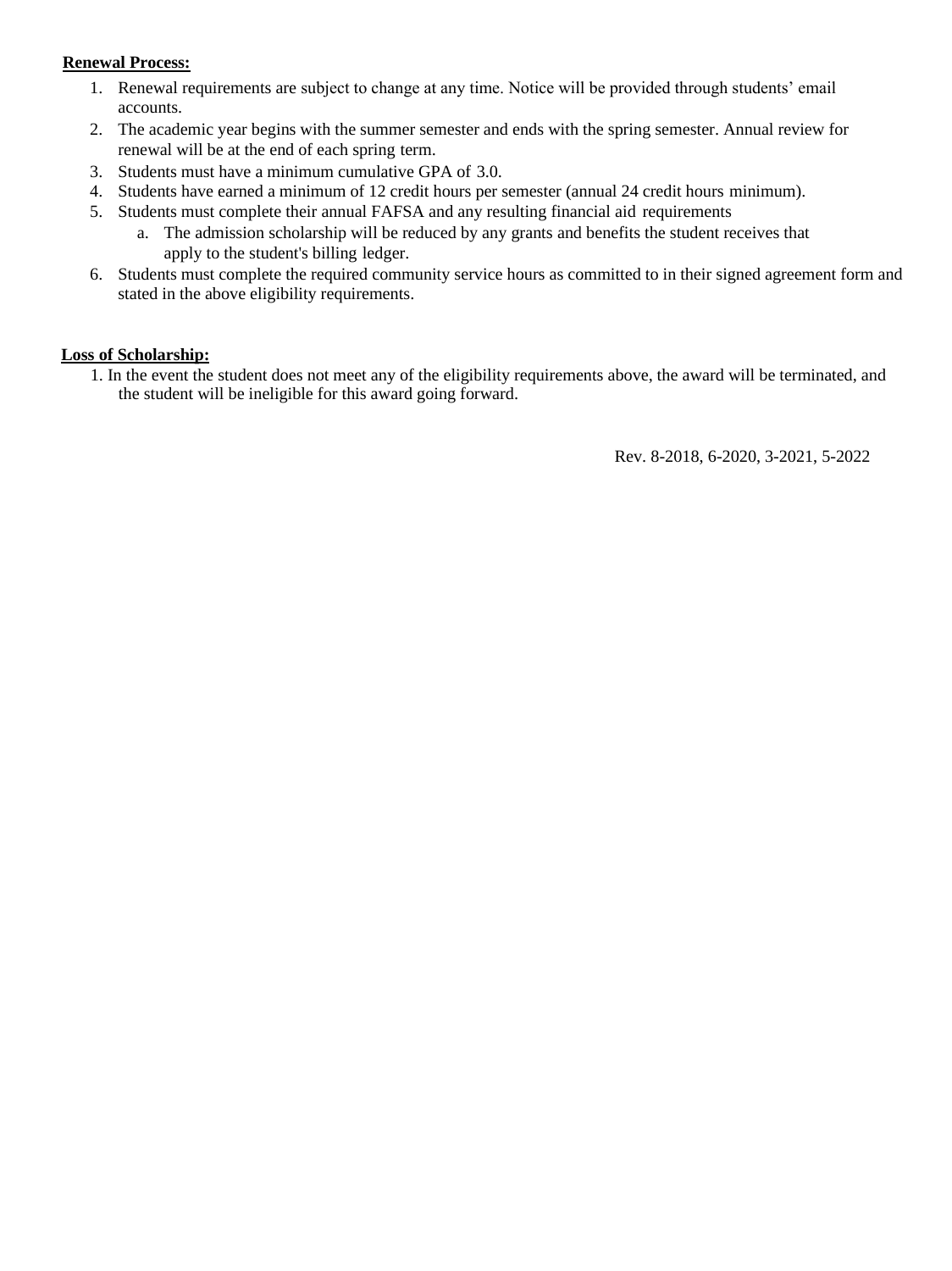**Renewal Process:**

1. Renewal requirements are subject to change at any time. Notice will be provided through students' email accounts.
2. The academic year begins with the summer semester and ends with the spring semester. Annual review for renewal will be at the end of each spring term.
3. Students must have a minimum cumulative GPA of 3.0.
4. Students have earned a minimum of 12 credit hours per semester (annual 24 credit hours minimum).
5. Students must complete their annual FAFSA and any resulting financial aid requirements
   a. The admission scholarship will be reduced by any grants and benefits the student receives that apply to the student's billing ledger.
6. Students must complete the required community service hours as committed to in their signed agreement form and stated in the above eligibility requirements.

**Loss of Scholarship:**

1. In the event the student does not meet any of the eligibility requirements above, the award will be terminated, and the student will be ineligible for this award going forward.

Rev. 8-2018, 6-2020, 3-2021, 5-2022